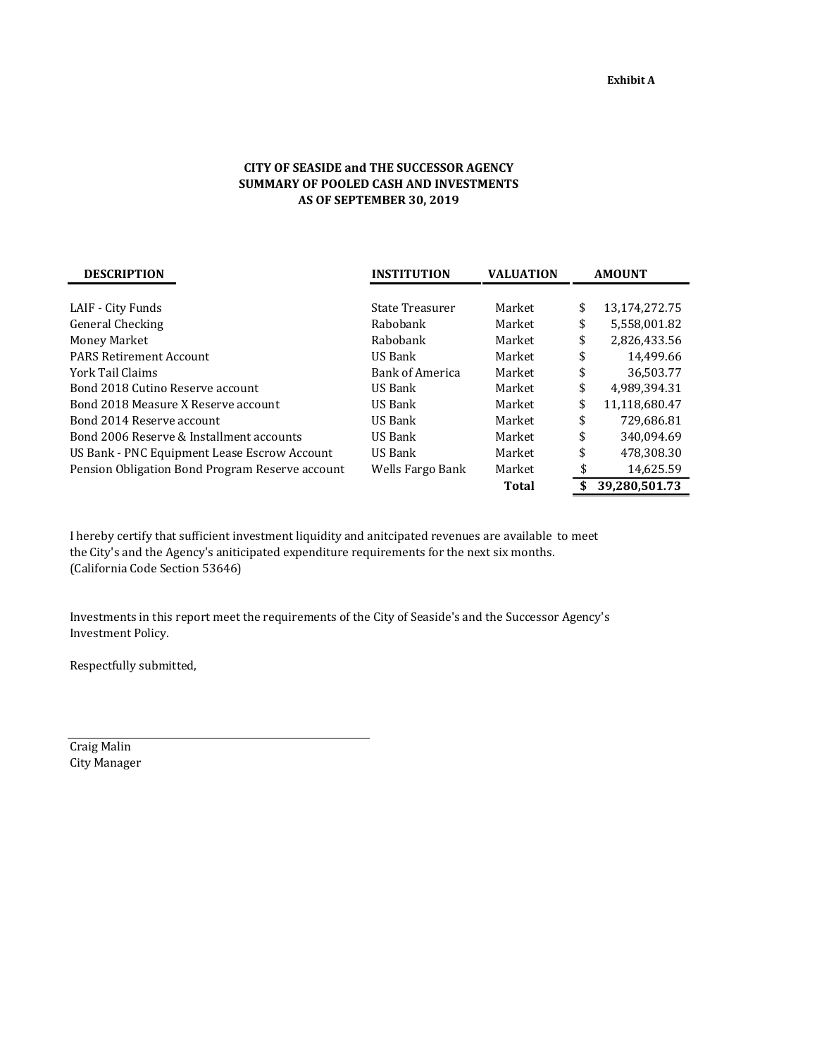**Exhibit A**

**CITY OF SEASIDE and THE SUCCESSOR AGENCY**
**SUMMARY OF POOLED CASH AND INVESTMENTS**
**AS OF SEPTEMBER 30, 2019**

| DESCRIPTION | INSTITUTION | VALUATION | AMOUNT |
|---|---|---|---|
| LAIF - City Funds | State Treasurer | Market | $ 13,174,272.75 |
| General Checking | Rabobank | Market | $ 5,558,001.82 |
| Money Market | Rabobank | Market | $ 2,826,433.56 |
| PARS Retirement Account | US Bank | Market | $ 14,499.66 |
| York Tail Claims | Bank of America | Market | $ 36,503.77 |
| Bond 2018 Cutino Reserve account | US Bank | Market | $ 4,989,394.31 |
| Bond 2018 Measure X Reserve account | US Bank | Market | $ 11,118,680.47 |
| Bond 2014 Reserve account | US Bank | Market | $ 729,686.81 |
| Bond 2006 Reserve & Installment accounts | US Bank | Market | $ 340,094.69 |
| US Bank - PNC Equipment Lease Escrow Account | US Bank | Market | $ 478,308.30 |
| Pension Obligation Bond Program Reserve account | Wells Fargo Bank | Market | $ 14,625.59 |
| | | **Total** | **$ 39,280,501.73** |

I hereby certify that sufficient investment liquidity and anitcipated revenues are available to meet the City's and the Agency's aniticipated expenditure requirements for the next six months. (California Code Section 53646)

Investments in this report meet the requirements of the City of Seaside's and the Successor Agency's Investment Policy.

Respectfully submitted,

Craig Malin
City Manager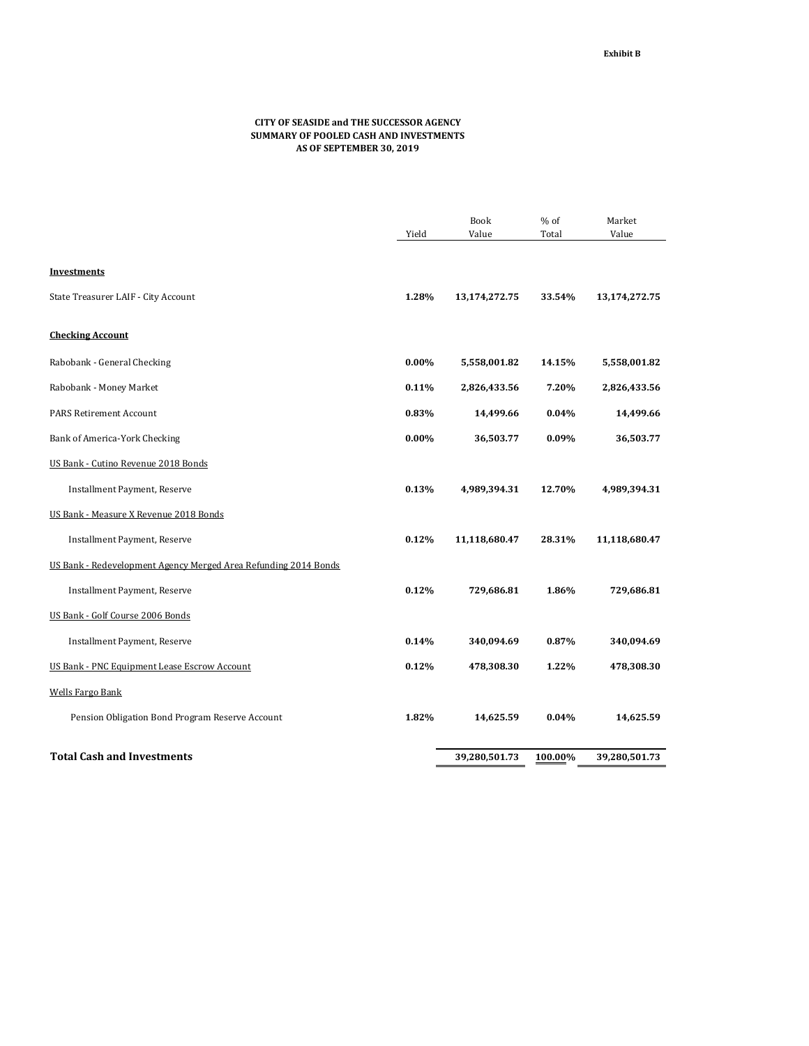Exhibit B

**CITY OF SEASIDE and THE SUCCESSOR AGENCY**
**SUMMARY OF POOLED CASH AND INVESTMENTS**
**AS OF SEPTEMBER 30, 2019**

| | Yield | Book Value | % of Total | Market Value |
|---|---|---|---|---|
| **Investments** | | | | |
| State Treasurer LAIF - City Account | **1.28%** | **13,174,272.75** | **33.54%** | **13,174,272.75** |
| **Checking Account** | | | | |
| Rabobank - General Checking | **0.00%** | **5,558,001.82** | **14.15%** | **5,558,001.82** |
| Rabobank - Money Market | **0.11%** | **2,826,433.56** | **7.20%** | **2,826,433.56** |
| PARS Retirement Account | **0.83%** | **14,499.66** | **0.04%** | **14,499.66** |
| Bank of America-York Checking | **0.00%** | **36,503.77** | **0.09%** | **36,503.77** |
| US Bank - Cutino Revenue 2018 Bonds | | | | |
| Installment Payment, Reserve | **0.13%** | **4,989,394.31** | **12.70%** | **4,989,394.31** |
| US Bank - Measure X Revenue 2018 Bonds | | | | |
| Installment Payment, Reserve | **0.12%** | **11,118,680.47** | **28.31%** | **11,118,680.47** |
| US Bank - Redevelopment Agency Merged Area Refunding 2014 Bonds | | | | |
| Installment Payment, Reserve | **0.12%** | **729,686.81** | **1.86%** | **729,686.81** |
| US Bank - Golf Course 2006 Bonds | | | | |
| Installment Payment, Reserve | **0.14%** | **340,094.69** | **0.87%** | **340,094.69** |
| US Bank - PNC Equipment Lease Escrow Account | **0.12%** | **478,308.30** | **1.22%** | **478,308.30** |
| Wells Fargo Bank | | | | |
| Pension Obligation Bond Program Reserve Account | **1.82%** | **14,625.59** | **0.04%** | **14,625.59** |
| **Total Cash and Investments** | | **39,280,501.73** | **100.00%** | **39,280,501.73** |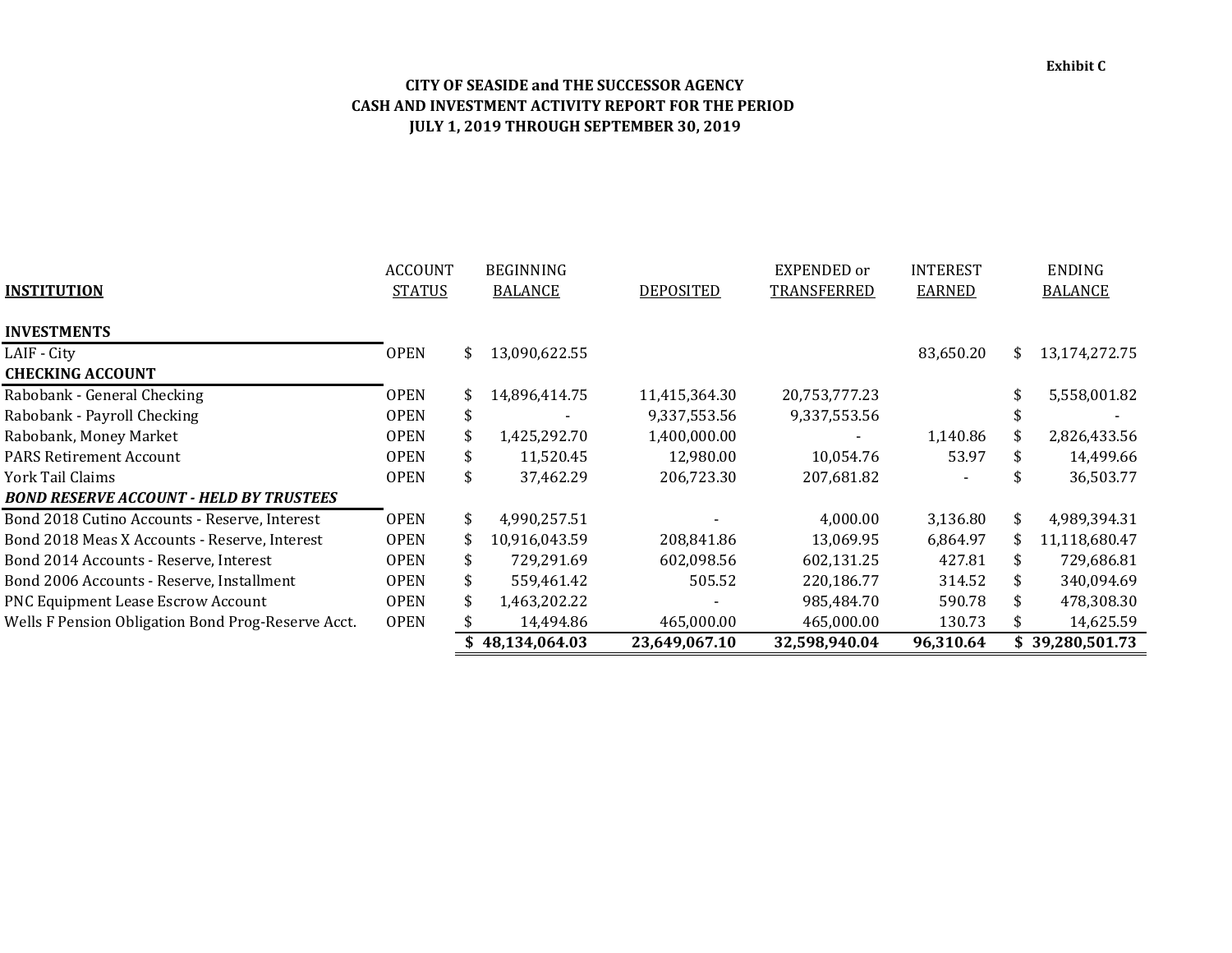Exhibit C

**CITY OF SEASIDE and THE SUCCESSOR AGENCY**
**CASH AND INVESTMENT ACTIVITY REPORT FOR THE PERIOD**
**JULY 1, 2019 THROUGH SEPTEMBER 30, 2019**

| INSTITUTION | ACCOUNT STATUS | BEGINNING BALANCE | DEPOSITED | EXPENDED or TRANSFERRED | INTEREST EARNED | ENDING BALANCE |
|---|---|---|---|---|---|---|
| **INVESTMENTS** | | | | | | |
| LAIF - City | OPEN | $ 13,090,622.55 | | | 83,650.20 | $ 13,174,272.75 |
| **CHECKING ACCOUNT** | | | | | | |
| Rabobank - General Checking | OPEN | $ 14,896,414.75 | 11,415,364.30 | 20,753,777.23 | | $ 5,558,001.82 |
| Rabobank - Payroll Checking | OPEN | $ - | 9,337,553.56 | 9,337,553.56 | | $ - |
| Rabobank, Money Market | OPEN | $ 1,425,292.70 | 1,400,000.00 | - | 1,140.86 | $ 2,826,433.56 |
| PARS Retirement Account | OPEN | $ 11,520.45 | 12,980.00 | 10,054.76 | 53.97 | $ 14,499.66 |
| York Tail Claims | OPEN | $ 37,462.29 | 206,723.30 | 207,681.82 | - | $ 36,503.77 |
| ***BOND RESERVE ACCOUNT - HELD BY TRUSTEES*** | | | | | | |
| Bond 2018 Cutino Accounts - Reserve, Interest | OPEN | $ 4,990,257.51 | - | 4,000.00 | 3,136.80 | $ 4,989,394.31 |
| Bond 2018 Meas X Accounts - Reserve, Interest | OPEN | $ 10,916,043.59 | 208,841.86 | 13,069.95 | 6,864.97 | $ 11,118,680.47 |
| Bond 2014 Accounts - Reserve, Interest | OPEN | $ 729,291.69 | 602,098.56 | 602,131.25 | 427.81 | $ 729,686.81 |
| Bond 2006 Accounts - Reserve, Installment | OPEN | $ 559,461.42 | 505.52 | 220,186.77 | 314.52 | $ 340,094.69 |
| PNC Equipment Lease Escrow Account | OPEN | $ 1,463,202.22 | - | 985,484.70 | 590.78 | $ 478,308.30 |
| Wells F Pension Obligation Bond Prog-Reserve Acct. | OPEN | $ 14,494.86 | 465,000.00 | 465,000.00 | 130.73 | $ 14,625.59 |
| | | **$ 48,134,064.03** | **23,649,067.10** | **32,598,940.04** | **96,310.64** | **$ 39,280,501.73** |